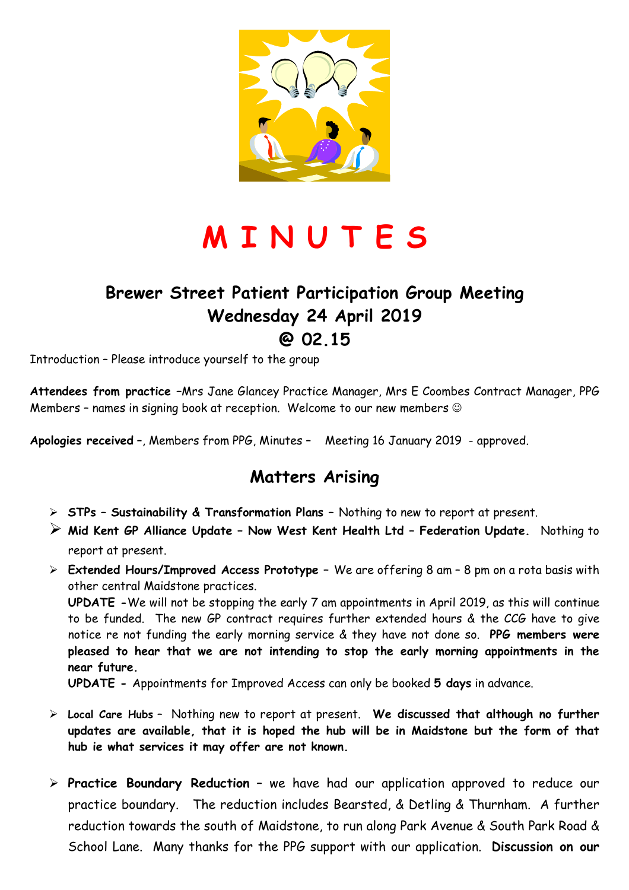# M I N U T E S

## Brewer Street Patient Participation Group Meeting
## Wednesday 24 April 2019
## @ 02.15

Introduction – Please introduce yourself to the group

**Attendees from practice** –Mrs Jane Glancey Practice Manager, Mrs E Coombes Contract Manager, PPG Members – names in signing book at reception. Welcome to our new members ☺

**Apologies received** –, Members from PPG, Minutes – Meeting 16 January 2019 - approved.

## Matters Arising

- **STPs – Sustainability & Transformation Plans** – Nothing to new to report at present.
- **Mid Kent GP Alliance Update – Now West Kent Health Ltd – Federation Update.** Nothing to report at present.
- **Extended Hours/Improved Access Prototype** – We are offering 8 am – 8 pm on a rota basis with other central Maidstone practices.
  **UPDATE** -We will not be stopping the early 7 am appointments in April 2019, as this will continue to be funded. The new GP contract requires further extended hours & the CCG have to give notice re not funding the early morning service & they have not done so. **PPG members were pleased to hear that we are not intending to stop the early morning appointments in the near future.**
  **UPDATE -** Appointments for Improved Access can only be booked **5 days** in advance.
- **Local Care Hubs** – Nothing new to report at present. **We discussed that although no further updates are available, that it is hoped the hub will be in Maidstone but the form of that hub ie what services it may offer are not known.**
- **Practice Boundary Reduction** – we have had our application approved to reduce our practice boundary. The reduction includes Bearsted, & Detling & Thurnham. A further reduction towards the south of Maidstone, to run along Park Avenue & South Park Road & School Lane. Many thanks for the PPG support with our application. **Discussion on our**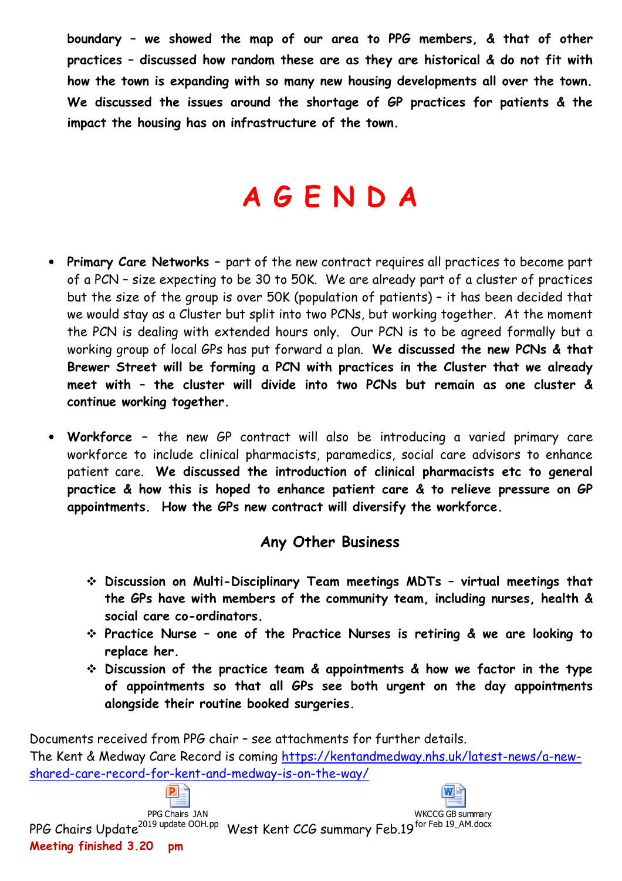**boundary – we showed the map of our area to PPG members, & that of other practices – discussed how random these are as they are historical & do not fit with how the town is expanding with so many new housing developments all over the town. We discussed the issues around the shortage of GP practices for patients & the impact the housing has on infrastructure of the town.**

# A G E N D A

- **Primary Care Networks –** part of the new contract requires all practices to become part of a PCN – size expecting to be 30 to 50K. We are already part of a cluster of practices but the size of the group is over 50K (population of patients) – it has been decided that we would stay as a Cluster but split into two PCNs, but working together. At the moment the PCN is dealing with extended hours only. Our PCN is to be agreed formally but a working group of local GPs has put forward a plan. **We discussed the new PCNs & that Brewer Street will be forming a PCN with practices in the Cluster that we already meet with – the cluster will divide into two PCNs but remain as one cluster & continue working together.**

- **Workforce –** the new GP contract will also be introducing a varied primary care workforce to include clinical pharmacists, paramedics, social care advisors to enhance patient care. **We discussed the introduction of clinical pharmacists etc to general practice & how this is hoped to enhance patient care & to relieve pressure on GP appointments. How the GPs new contract will diversify the workforce.**

## Any Other Business

- **Discussion on Multi-Disciplinary Team meetings MDTs – virtual meetings that the GPs have with members of the community team, including nurses, health & social care co-ordinators.**
- **Practice Nurse – one of the Practice Nurses is retiring & we are looking to replace her.**
- **Discussion of the practice team & appointments & how we factor in the type of appointments so that all GPs see both urgent on the day appointments alongside their routine booked surgeries.**

Documents received from PPG chair – see attachments for further details.

The Kent & Medway Care Record is coming https://kentandmedway.nhs.uk/latest-news/a-new-shared-care-record-for-kent-and-medway-is-on-the-way/

PPG Chairs Update PPG Chairs JAN 2019 update OOH.pp West Kent CCG summary Feb.19 WKCCG GB summary for Feb 19_AM.docx

**Meeting finished 3.20 pm**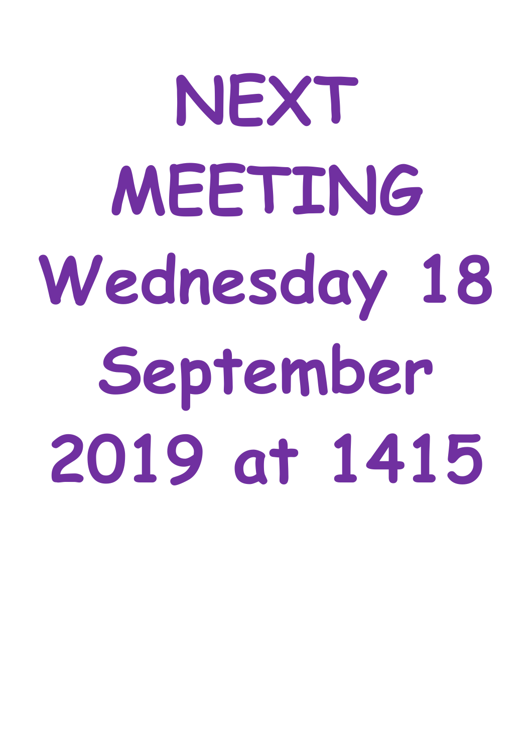# NEXT MEETING Wednesday 18 September 2019 at 1415